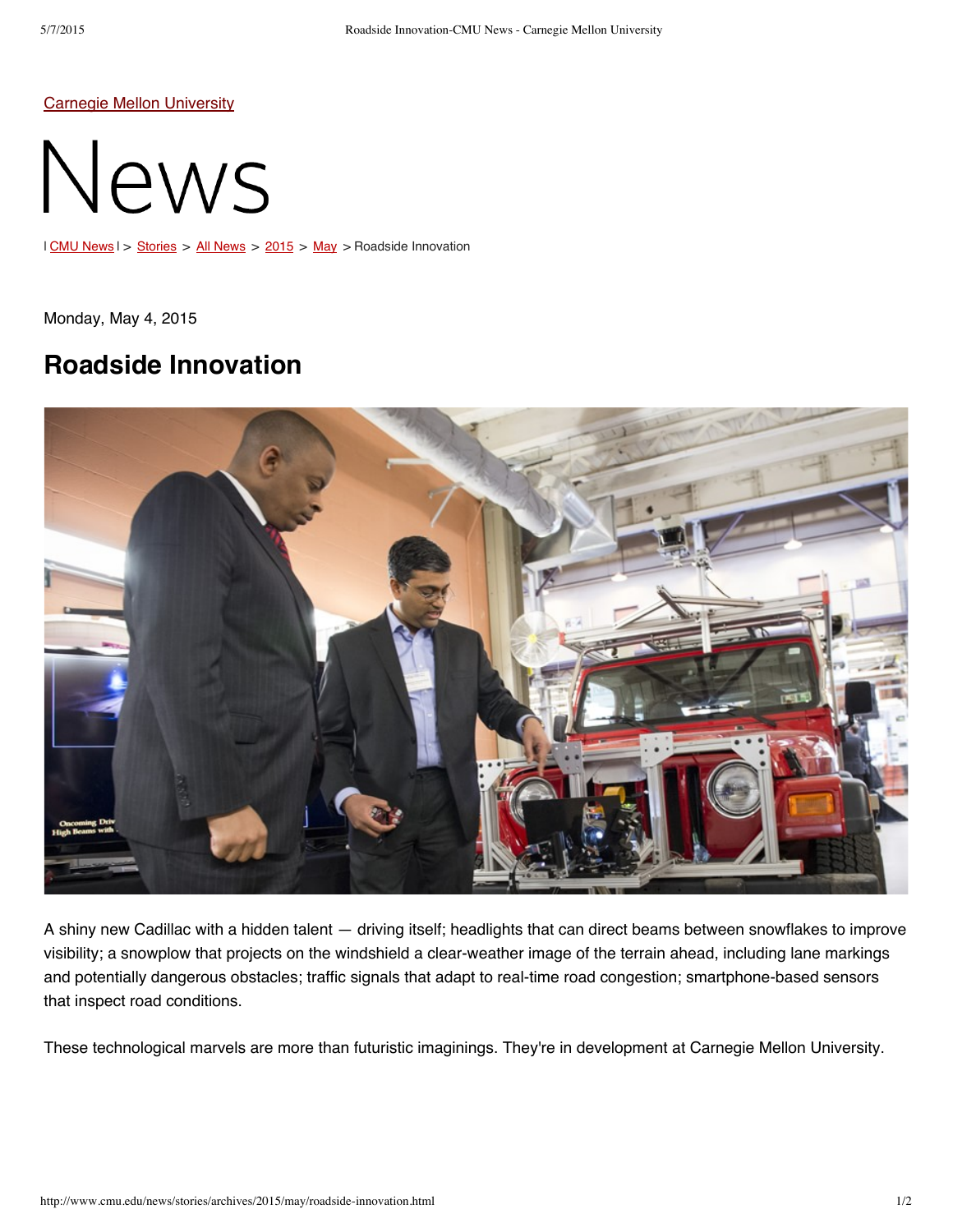[Carnegie Mellon University](http://www.cmu.edu)

# News

| CMU News | > Stories > All News > 2015 > May > Roadside Innovation

Monday, May 4, 2015

## Roadside Innovation

A shiny new Cadillac with a hidden talent — driving itself; headlights that can direct beams between snowflakes to improve visibility; a snowplow that projects on the windshield a clear-weather image of the terrain ahead, including lane markings and potentially dangerous obstacles; traffic signals that adapt to real-time road congestion; smartphone-based sensors that inspect road conditions.

These technological marvels are more than futuristic imaginings. They're in development at Carnegie Mellon University.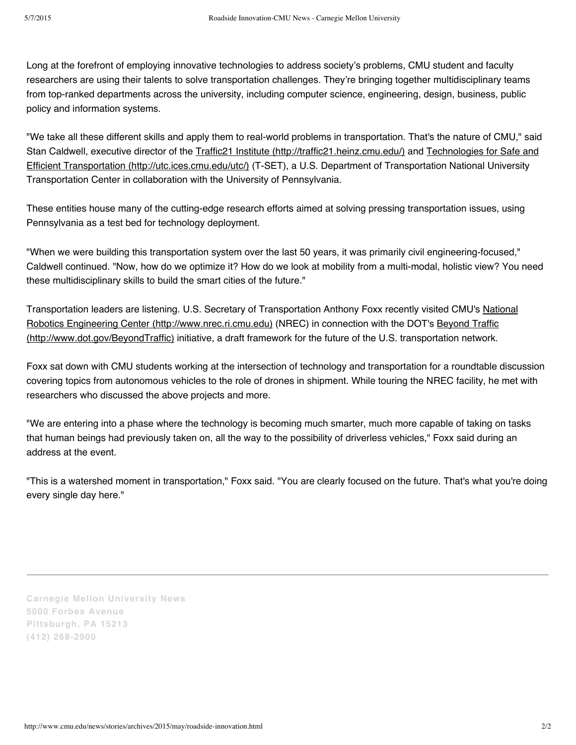Long at the forefront of employing innovative technologies to address society's problems, CMU student and faculty researchers are using their talents to solve transportation challenges. They're bringing together multidisciplinary teams from top-ranked departments across the university, including computer science, engineering, design, business, public policy and information systems.

"We take all these different skills and apply them to real-world problems in transportation. That's the nature of CMU," said Stan Caldwell, executive director of the Traffic21 Institute (http://traffic21.heinz.cmu.edu/) and Technologies for Safe and Efficient Transportation (http://utc.ices.cmu.edu/utc/) (T-SET), a U.S. Department of Transportation National University Transportation Center in collaboration with the University of Pennsylvania.

These entities house many of the cutting-edge research efforts aimed at solving pressing transportation issues, using Pennsylvania as a test bed for technology deployment.

"When we were building this transportation system over the last 50 years, it was primarily civil engineering-focused," Caldwell continued. "Now, how do we optimize it? How do we look at mobility from a multi-modal, holistic view? You need these multidisciplinary skills to build the smart cities of the future."

Transportation leaders are listening. U.S. Secretary of Transportation Anthony Foxx recently visited CMU's National Robotics Engineering Center (http://www.nrec.ri.cmu.edu) (NREC) in connection with the DOT's Beyond Traffic (http://www.dot.gov/BeyondTraffic) initiative, a draft framework for the future of the U.S. transportation network.

Foxx sat down with CMU students working at the intersection of technology and transportation for a roundtable discussion covering topics from autonomous vehicles to the role of drones in shipment. While touring the NREC facility, he met with researchers who discussed the above projects and more.

"We are entering into a phase where the technology is becoming much smarter, much more capable of taking on tasks that human beings had previously taken on, all the way to the possibility of driverless vehicles," Foxx said during an address at the event.

"This is a watershed moment in transportation," Foxx said. "You are clearly focused on the future. That's what you're doing every single day here."

---

**Carnegie Mellon University News**
**5000 Forbes Avenue**
**Pittsburgh, PA 15213**
**(412) 268-2900**